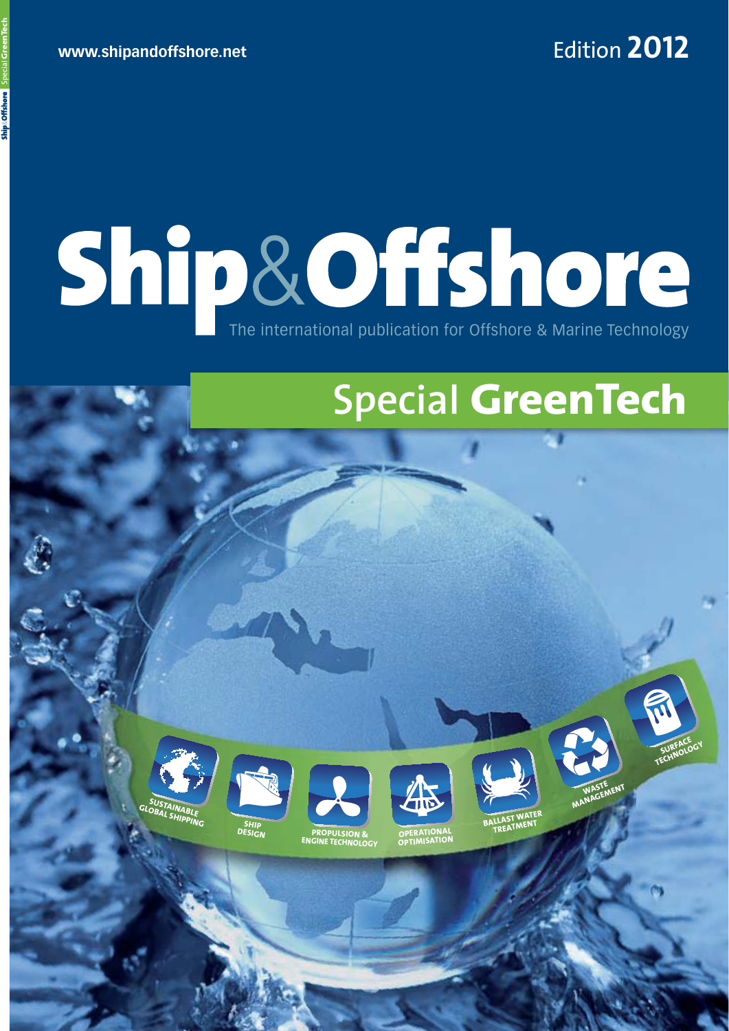www.shipandoffshore.net

Edition **2012**

# Ship&Offshore

The international publication for Offshore & Marine Technology

## Special **GreenTech**

SUSTAINABLE GLOBAL SHIPPING

SHIP DESIGN

PROPULSION & ENGINE TECHNOLOGY

OPERATIONAL OPTIMISATION

BALLAST WATER TREATMENT

WASTE MANAGEMENT

SURFACE TECHNOLOGY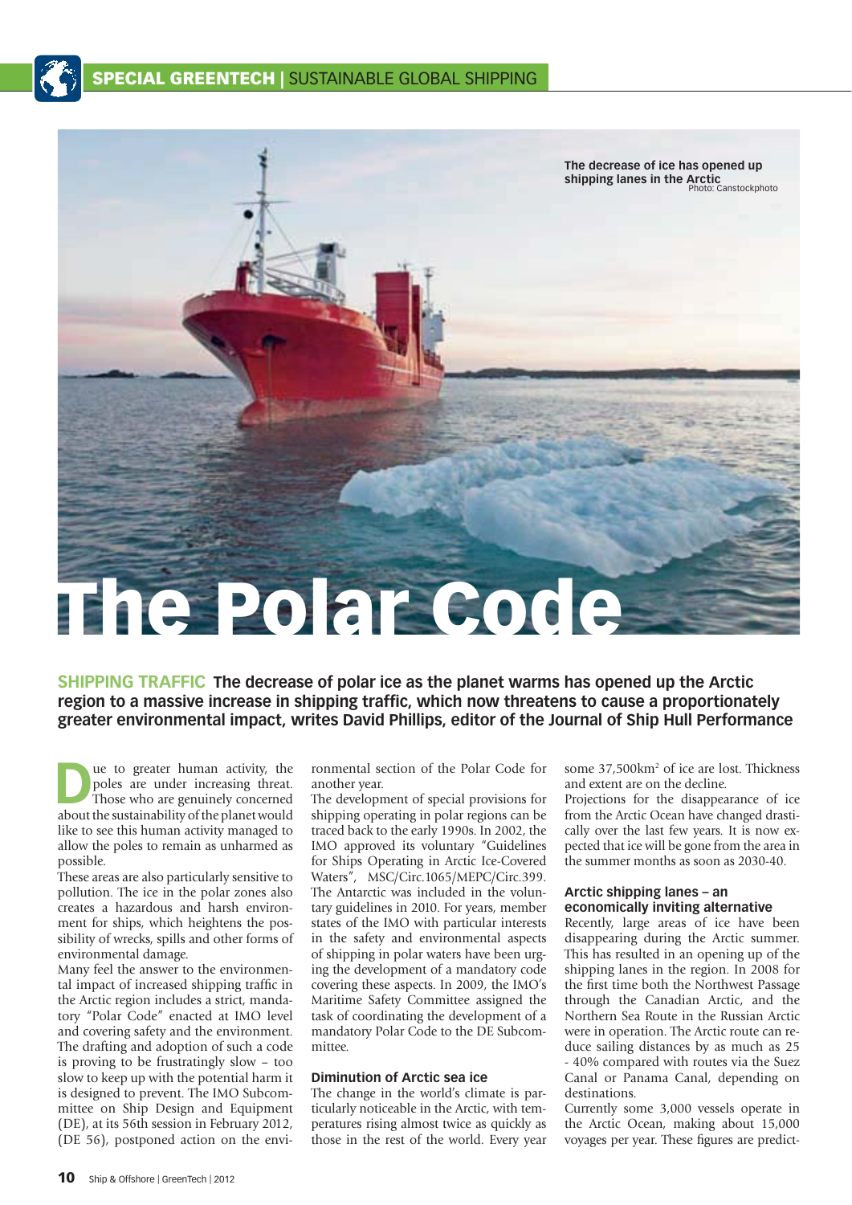**SPECIAL GREENTECH | SUSTAINABLE GLOBAL SHIPPING**

The decrease of ice has opened up shipping lanes in the Arctic
Photo: Canstockphoto

# The Polar Code

**SHIPPING TRAFFIC The decrease of polar ice as the planet warms has opened up the Arctic region to a massive increase in shipping traffic, which now threatens to cause a proportionately greater environmental impact, writes David Phillips, editor of the Journal of Ship Hull Performance**

Due to greater human activity, the poles are under increasing threat. Those who are genuinely concerned about the sustainability of the planet would like to see this human activity managed to allow the poles to remain as unharmed as possible.

These areas are also particularly sensitive to pollution. The ice in the polar zones also creates a hazardous and harsh environment for ships, which heightens the possibility of wrecks, spills and other forms of environmental damage.

Many feel the answer to the environmental impact of increased shipping traffic in the Arctic region includes a strict, mandatory "Polar Code" enacted at IMO level and covering safety and the environment. The drafting and adoption of such a code is proving to be frustratingly slow – too slow to keep up with the potential harm it is designed to prevent. The IMO Subcommittee on Ship Design and Equipment (DE), at its 56th session in February 2012, (DE 56), postponed action on the environmental section of the Polar Code for another year.

The development of special provisions for shipping operating in polar regions can be traced back to the early 1990s. In 2002, the IMO approved its voluntary "Guidelines for Ships Operating in Arctic Ice-Covered Waters", MSC/Circ.1065/MEPC/Circ.399. The Antarctic was included in the voluntary guidelines in 2010. For years, member states of the IMO with particular interests in the safety and environmental aspects of shipping in polar waters have been urging the development of a mandatory code covering these aspects. In 2009, the IMO's Maritime Safety Committee assigned the task of coordinating the development of a mandatory Polar Code to the DE Subcommittee.

### Diminution of Arctic sea ice

The change in the world's climate is particularly noticeable in the Arctic, with temperatures rising almost twice as quickly as those in the rest of the world. Every year some 37,500km$^2$ of ice are lost. Thickness and extent are on the decline.

Projections for the disappearance of ice from the Arctic Ocean have changed drastically over the last few years. It is now expected that ice will be gone from the area in the summer months as soon as 2030-40.

### Arctic shipping lanes – an economically inviting alternative

Recently, large areas of ice have been disappearing during the Arctic summer. This has resulted in an opening up of the shipping lanes in the region. In 2008 for the first time both the Northwest Passage through the Canadian Arctic, and the Northern Sea Route in the Russian Arctic were in operation. The Arctic route can reduce sailing distances by as much as 25 - 40% compared with routes via the Suez Canal or Panama Canal, depending on destinations.

Currently some 3,000 vessels operate in the Arctic Ocean, making about 15,000 voyages per year. These figures are predict-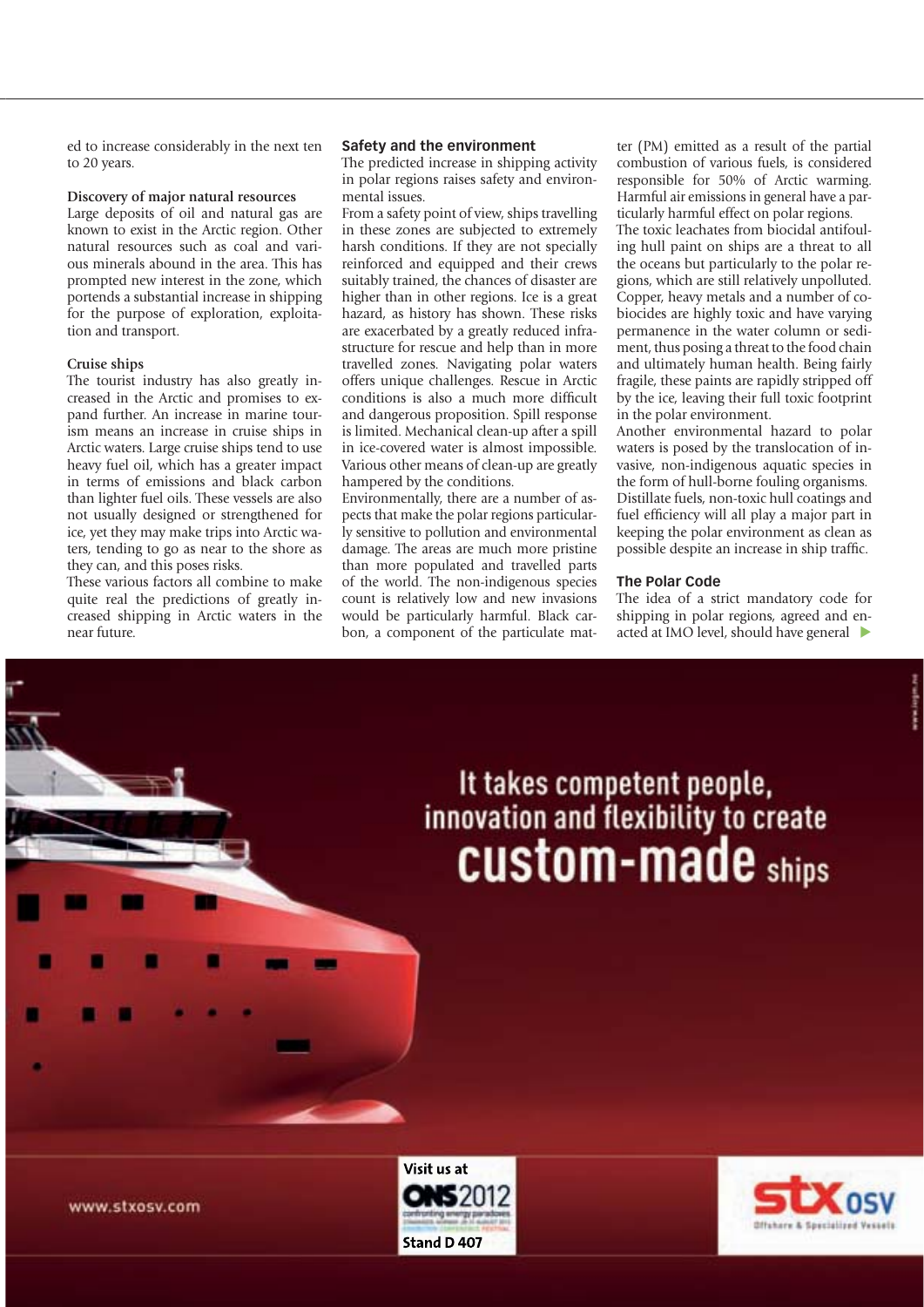ed to increase considerably in the next ten to 20 years.

### Discovery of major natural resources

Large deposits of oil and natural gas are known to exist in the Arctic region. Other natural resources such as coal and various minerals abound in the area. This has prompted new interest in the zone, which portends a substantial increase in shipping for the purpose of exploration, exploitation and transport.

### Cruise ships

The tourist industry has also greatly increased in the Arctic and promises to expand further. An increase in marine tourism means an increase in cruise ships in Arctic waters. Large cruise ships tend to use heavy fuel oil, which has a greater impact in terms of emissions and black carbon than lighter fuel oils. These vessels are also not usually designed or strengthened for ice, yet they may make trips into Arctic waters, tending to go as near to the shore as they can, and this poses risks.

These various factors all combine to make quite real the predictions of greatly increased shipping in Arctic waters in the near future.

## Safety and the environment

The predicted increase in shipping activity in polar regions raises safety and environmental issues.

From a safety point of view, ships travelling in these zones are subjected to extremely harsh conditions. If they are not specially reinforced and equipped and their crews suitably trained, the chances of disaster are higher than in other regions. Ice is a great hazard, as history has shown. These risks are exacerbated by a greatly reduced infrastructure for rescue and help than in more travelled zones. Navigating polar waters offers unique challenges. Rescue in Arctic conditions is also a much more difficult and dangerous proposition. Spill response is limited. Mechanical clean-up after a spill in ice-covered water is almost impossible. Various other means of clean-up are greatly hampered by the conditions.

Environmentally, there are a number of aspects that make the polar regions particularly sensitive to pollution and environmental damage. The areas are much more pristine than more populated and travelled parts of the world. The non-indigenous species count is relatively low and new invasions would be particularly harmful. Black carbon, a component of the particulate matter (PM) emitted as a result of the partial combustion of various fuels, is considered responsible for 50% of Arctic warming. Harmful air emissions in general have a particularly harmful effect on polar regions.

The toxic leachates from biocidal antifouling hull paint on ships are a threat to all the oceans but particularly to the polar regions, which are still relatively unpolluted. Copper, heavy metals and a number of cobiocides are highly toxic and have varying permanence in the water column or sediment, thus posing a threat to the food chain and ultimately human health. Being fairly fragile, these paints are rapidly stripped off by the ice, leaving their full toxic footprint in the polar environment.

Another environmental hazard to polar waters is posed by the translocation of invasive, non-indigenous aquatic species in the form of hull-borne fouling organisms.

Distillate fuels, non-toxic hull coatings and fuel efficiency will all play a major part in keeping the polar environment as clean as possible despite an increase in ship traffic.

## The Polar Code

The idea of a strict mandatory code for shipping in polar regions, agreed and enacted at IMO level, should have general ▶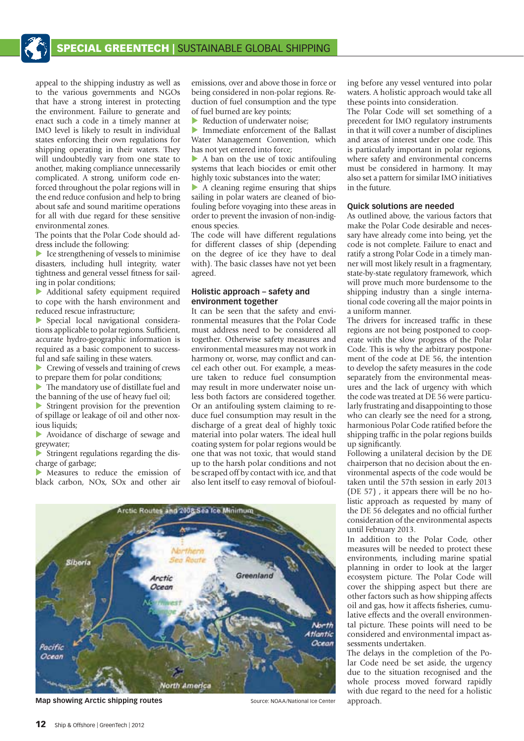appeal to the shipping industry as well as to the various governments and NGOs that have a strong interest in protecting the environment. Failure to generate and enact such a code in a timely manner at IMO level is likely to result in individual states enforcing their own regulations for shipping operating in their waters. They will undoubtedly vary from one state to another, making compliance unnecessarily complicated. A strong, uniform code enforced throughout the polar regions will in the end reduce confusion and help to bring about safe and sound maritime operations for all with due regard for these sensitive environmental zones.

The points that the Polar Code should address include the following:

- Ice strengthening of vessels to minimise disasters, including hull integrity, water tightness and general vessel fitness for sailing in polar conditions;
- Additional safety equipment required to cope with the harsh environment and reduced rescue infrastructure;
- Special local navigational considerations applicable to polar regions. Sufficient, accurate hydro-geographic information is required as a basic component to successful and safe sailing in these waters.
- Crewing of vessels and training of crews to prepare them for polar conditions;
- The mandatory use of distillate fuel and the banning of the use of heavy fuel oil;
- Stringent provision for the prevention of spillage or leakage of oil and other noxious liquids;
- Avoidance of discharge of sewage and greywater;
- Stringent regulations regarding the discharge of garbage;
- Measures to reduce the emission of black carbon, NOx, SOx and other air emissions, over and above those in force or being considered in non-polar regions. Reduction of fuel consumption and the type of fuel burned are key points;
- Reduction of underwater noise;
- Immediate enforcement of the Ballast Water Management Convention, which has not yet entered into force;
- A ban on the use of toxic antifouling systems that leach biocides or emit other highly toxic substances into the water;
- A cleaning regime ensuring that ships sailing in polar waters are cleaned of biofouling before voyaging into these areas in order to prevent the invasion of non-indigenous species.

The code will have different regulations for different classes of ship (depending on the degree of ice they have to deal with). The basic classes have not yet been agreed.

### Holistic approach – safety and environment together

It can be seen that the safety and environmental measures that the Polar Code must address need to be considered all together. Otherwise safety measures and environmental measures may not work in harmony or, worse, may conflict and cancel each other out. For example, a measure taken to reduce fuel consumption may result in more underwater noise unless both factors are considered together. Or an antifouling system claiming to reduce fuel consumption may result in the discharge of a great deal of highly toxic material into polar waters. The ideal hull coating system for polar regions would be one that was not toxic, that would stand up to the harsh polar conditions and not be scraped off by contact with ice, and that also lent itself to easy removal of biofouling before any vessel ventured into polar waters. A holistic approach would take all these points into consideration.

The Polar Code will set something of a precedent for IMO regulatory instruments in that it will cover a number of disciplines and areas of interest under one code. This is particularly important in polar regions, where safety and environmental concerns must be considered in harmony. It may also set a pattern for similar IMO initiatives in the future.

Arctic Routes and 2008 Sea Ice Minimum

Northern Sea Route

Siberia

Arctic Ocean

Greenland

Northwest Passage

North Atlantic Ocean

Pacific Ocean

North America

**Map showing Arctic shipping routes**

Source: NOAA/National Ice Center

### Quick solutions are needed

As outlined above, the various factors that make the Polar Code desirable and necessary have already come into being, yet the code is not complete. Failure to enact and ratify a strong Polar Code in a timely manner will most likely result in a fragmentary, state-by-state regulatory framework, which will prove much more burdensome to the shipping industry than a single international code covering all the major points in a uniform manner.

The drivers for increased traffic in these regions are not being postponed to cooperate with the slow progress of the Polar Code. This is why the arbitrary postponement of the code at DE 56, the intention to develop the safety measures in the code separately from the environmental measures and the lack of urgency with which the code was treated at DE 56 were particularly frustrating and disappointing to those who can clearly see the need for a strong, harmonious Polar Code ratified before the shipping traffic in the polar regions builds up significantly.

Following a unilateral decision by the DE chairperson that no decision about the environmental aspects of the code would be taken until the 57th session in early 2013 (DE 57) , it appears there will be no holistic approach as requested by many of the DE 56 delegates and no official further consideration of the environmental aspects until February 2013.

In addition to the Polar Code, other measures will be needed to protect these environments, including marine spatial planning in order to look at the larger ecosystem picture. The Polar Code will cover the shipping aspect but there are other factors such as how shipping affects oil and gas, how it affects fisheries, cumulative effects and the overall environmental picture. These points will need to be considered and environmental impact assessments undertaken.

The delays in the completion of the Polar Code need be set aside, the urgency due to the situation recognised and the whole process moved forward rapidly with due regard to the need for a holistic approach.